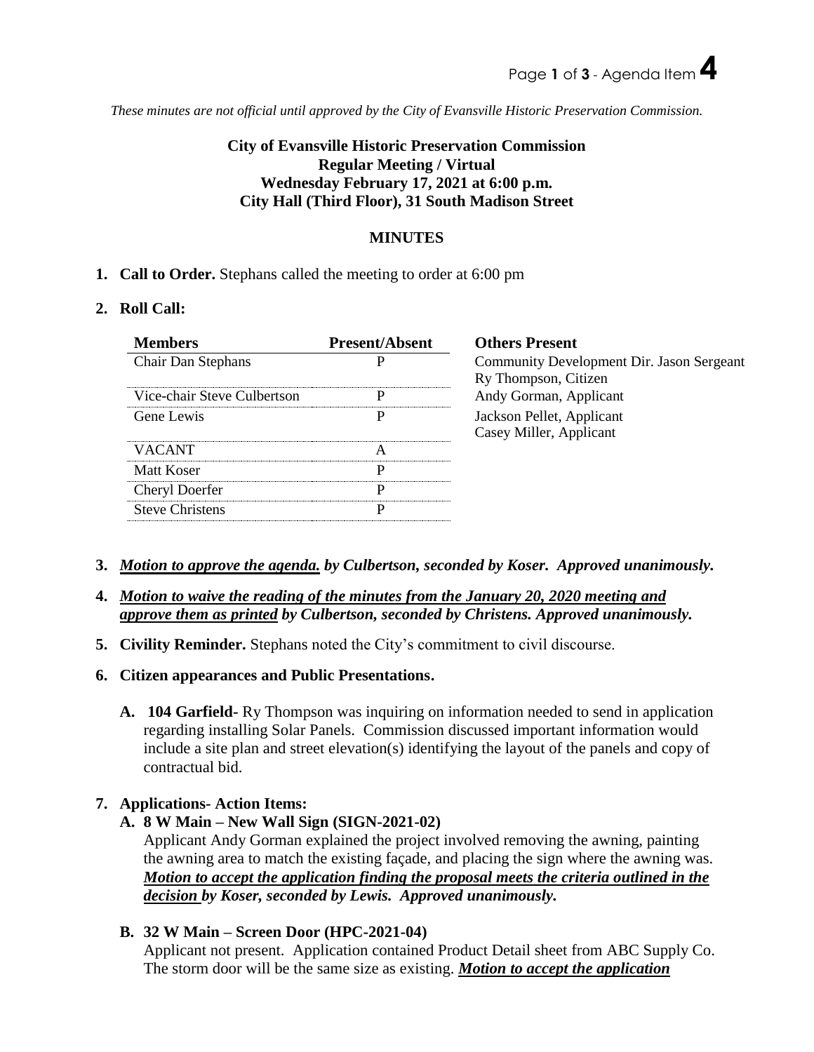*These minutes are not official until approved by the City of Evansville Historic Preservation Commission.*

**City of Evansville Historic Preservation Commission**
**Regular Meeting / Virtual**
**Wednesday February 17, 2021 at 6:00 p.m.**
**City Hall (Third Floor), 31 South Madison Street**

## MINUTES

1. **Call to Order.** Stephans called the meeting to order at 6:00 pm

2. **Roll Call:**

| Members | Present/Absent | Others Present |
|---|---|---|
| Chair Dan Stephans | P | Community Development Dir. Jason Sergeant<br>Ry Thompson, Citizen |
| Vice-chair Steve Culbertson | P | Andy Gorman, Applicant |
| Gene Lewis | P | Jackson Pellet, Applicant<br>Casey Miller, Applicant |
| VACANT | A | |
| Matt Koser | P | |
| Cheryl Doerfer | P | |
| Steve Christens | P | |

3. ***Motion to approve the agenda. by Culbertson, seconded by Koser. Approved unanimously.***

4. ***Motion to waive the reading of the minutes from the January 20, 2020 meeting and approve them as printed by Culbertson, seconded by Christens. Approved unanimously.***

5. **Civility Reminder.** Stephans noted the City's commitment to civil discourse.

6. **Citizen appearances and Public Presentations.**

   A. **104 Garfield-** Ry Thompson was inquiring on information needed to send in application regarding installing Solar Panels. Commission discussed important information would include a site plan and street elevation(s) identifying the layout of the panels and copy of contractual bid.

7. **Applications- Action Items:**

   **A. 8 W Main – New Wall Sign (SIGN-2021-02)**
   Applicant Andy Gorman explained the project involved removing the awning, painting the awning area to match the existing façade, and placing the sign where the awning was. ***Motion to accept the application finding the proposal meets the criteria outlined in the decision by Koser, seconded by Lewis. Approved unanimously.***

   **B. 32 W Main – Screen Door (HPC-2021-04)**
   Applicant not present. Application contained Product Detail sheet from ABC Supply Co. The storm door will be the same size as existing. ***Motion to accept the application***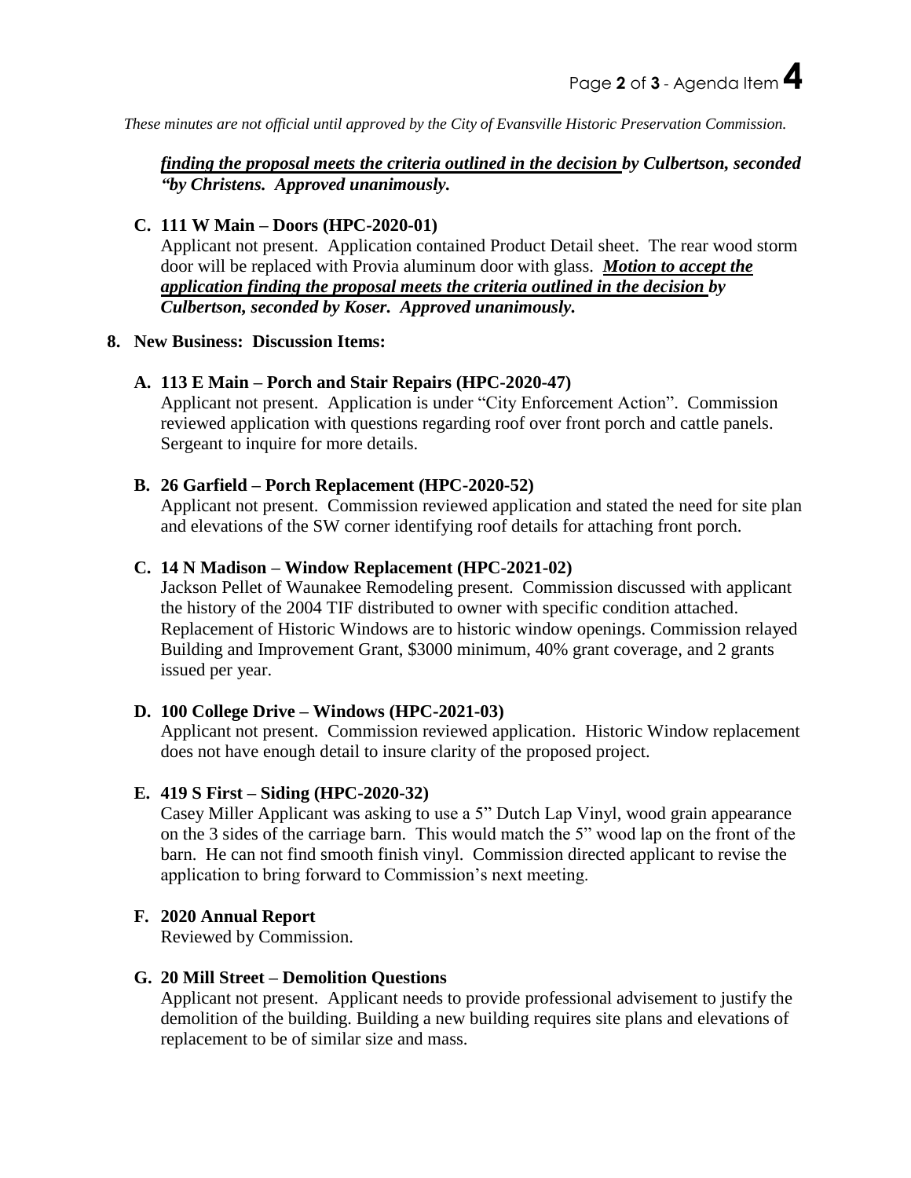*These minutes are not official until approved by the City of Evansville Historic Preservation Commission.*

***finding the proposal meets the criteria outlined in the decision by Culbertson, seconded "by Christens. Approved unanimously.***

**C. 111 W Main – Doors (HPC-2020-01)**

Applicant not present. Application contained Product Detail sheet. The rear wood storm door will be replaced with Provia aluminum door with glass. ***Motion to accept the application finding the proposal meets the criteria outlined in the decision by Culbertson, seconded by Koser. Approved unanimously.***

**8. New Business: Discussion Items:**

**A. 113 E Main – Porch and Stair Repairs (HPC-2020-47)**

Applicant not present. Application is under "City Enforcement Action". Commission reviewed application with questions regarding roof over front porch and cattle panels. Sergeant to inquire for more details.

**B. 26 Garfield – Porch Replacement (HPC-2020-52)**

Applicant not present. Commission reviewed application and stated the need for site plan and elevations of the SW corner identifying roof details for attaching front porch.

**C. 14 N Madison – Window Replacement (HPC-2021-02)**

Jackson Pellet of Waunakee Remodeling present. Commission discussed with applicant the history of the 2004 TIF distributed to owner with specific condition attached. Replacement of Historic Windows are to historic window openings. Commission relayed Building and Improvement Grant, $3000 minimum, 40% grant coverage, and 2 grants issued per year.

**D. 100 College Drive – Windows (HPC-2021-03)**

Applicant not present. Commission reviewed application. Historic Window replacement does not have enough detail to insure clarity of the proposed project.

**E. 419 S First – Siding (HPC-2020-32)**

Casey Miller Applicant was asking to use a 5" Dutch Lap Vinyl, wood grain appearance on the 3 sides of the carriage barn. This would match the 5" wood lap on the front of the barn. He can not find smooth finish vinyl. Commission directed applicant to revise the application to bring forward to Commission's next meeting.

**F. 2020 Annual Report**

Reviewed by Commission.

**G. 20 Mill Street – Demolition Questions**

Applicant not present. Applicant needs to provide professional advisement to justify the demolition of the building. Building a new building requires site plans and elevations of replacement to be of similar size and mass.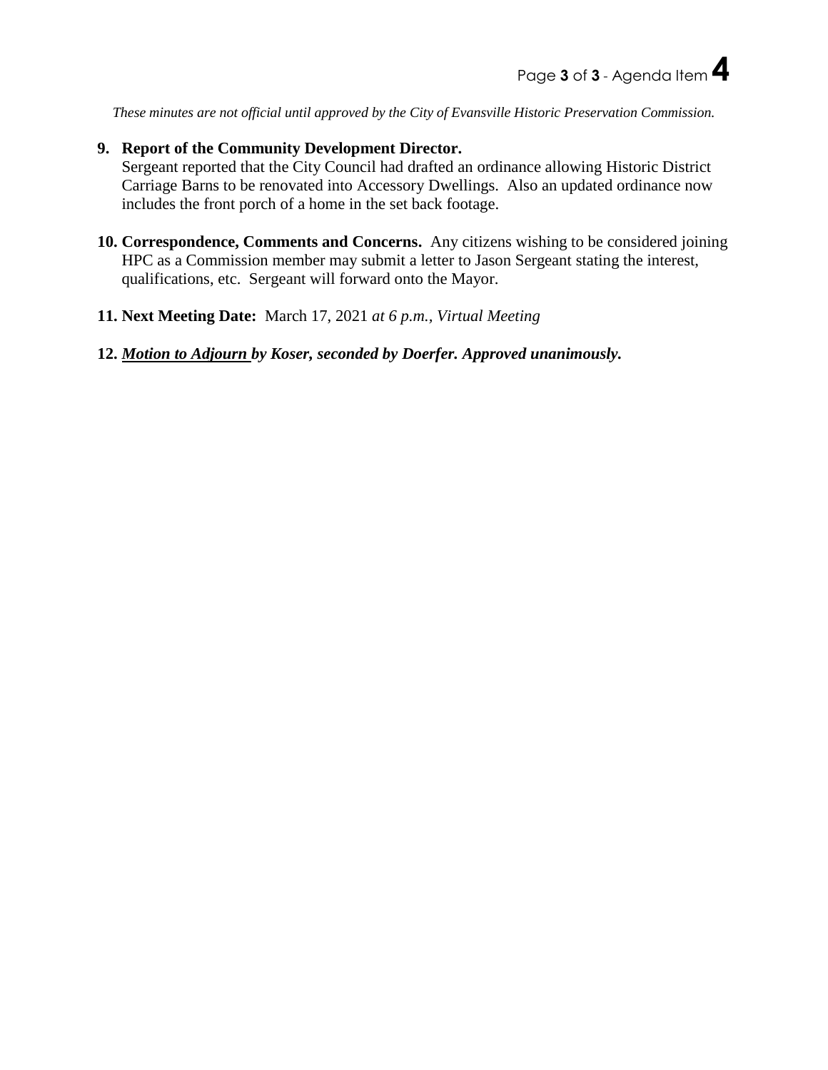*These minutes are not official until approved by the City of Evansville Historic Preservation Commission.*

9. **Report of the Community Development Director.**
   Sergeant reported that the City Council had drafted an ordinance allowing Historic District Carriage Barns to be renovated into Accessory Dwellings. Also an updated ordinance now includes the front porch of a home in the set back footage.

10. **Correspondence, Comments and Concerns.** Any citizens wishing to be considered joining HPC as a Commission member may submit a letter to Jason Sergeant stating the interest, qualifications, etc. Sergeant will forward onto the Mayor.

11. **Next Meeting Date:** March 17, 2021 *at 6 p.m., Virtual Meeting*

12. ***Motion to Adjourn by Koser, seconded by Doerfer. Approved unanimously.***